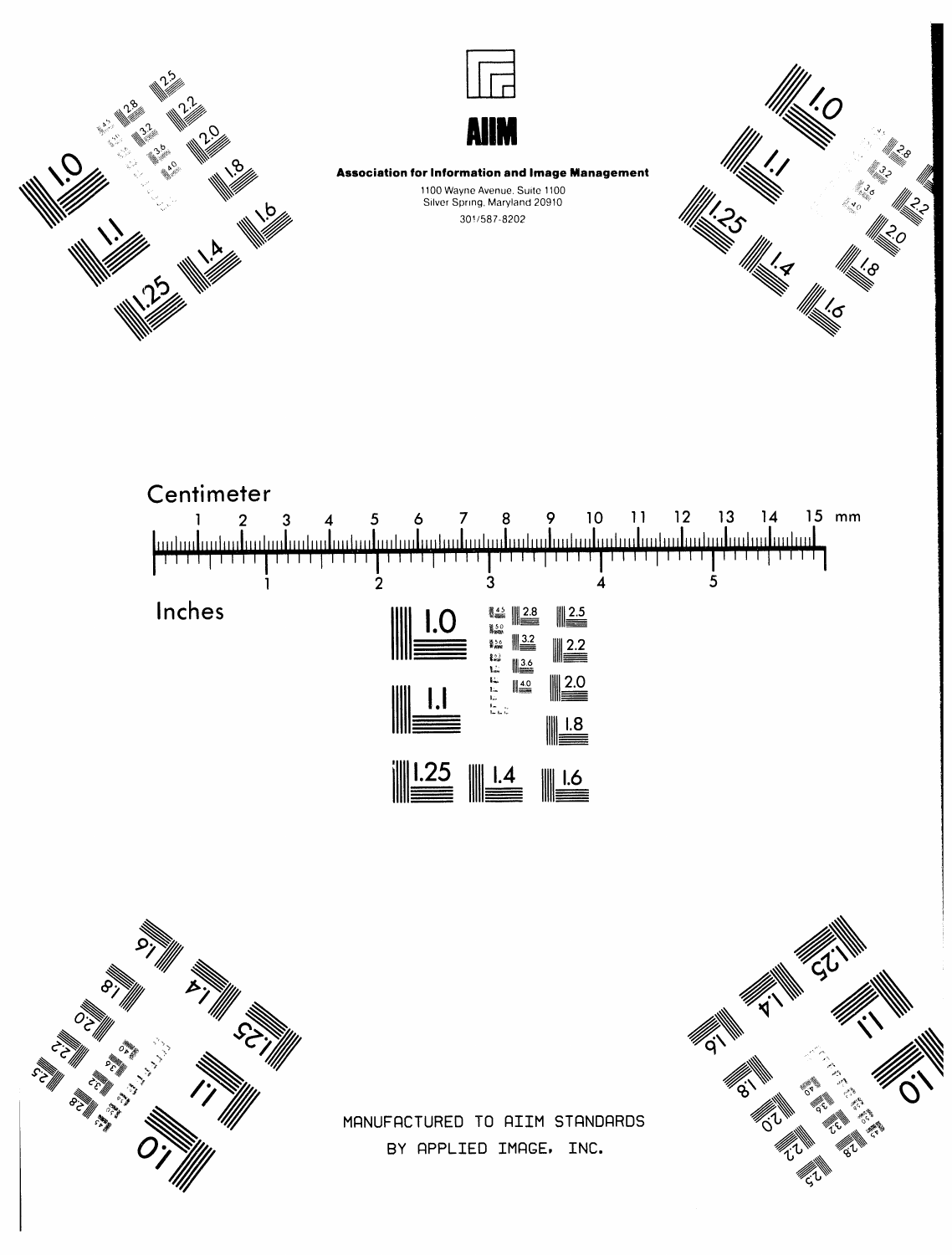AIIM

**Association for Information and Image Management**

1100 Wayne Avenue, Suite 1100
Silver Spring, Maryland 20910

301/587-8202

Centimeter

1 2 3 4 5 6 7 8 9 10 11 12 13 14 15 mm

1 2 3 4 5

Inches

MANUFACTURED TO AIIM STANDARDS
BY APPLIED IMAGE, INC.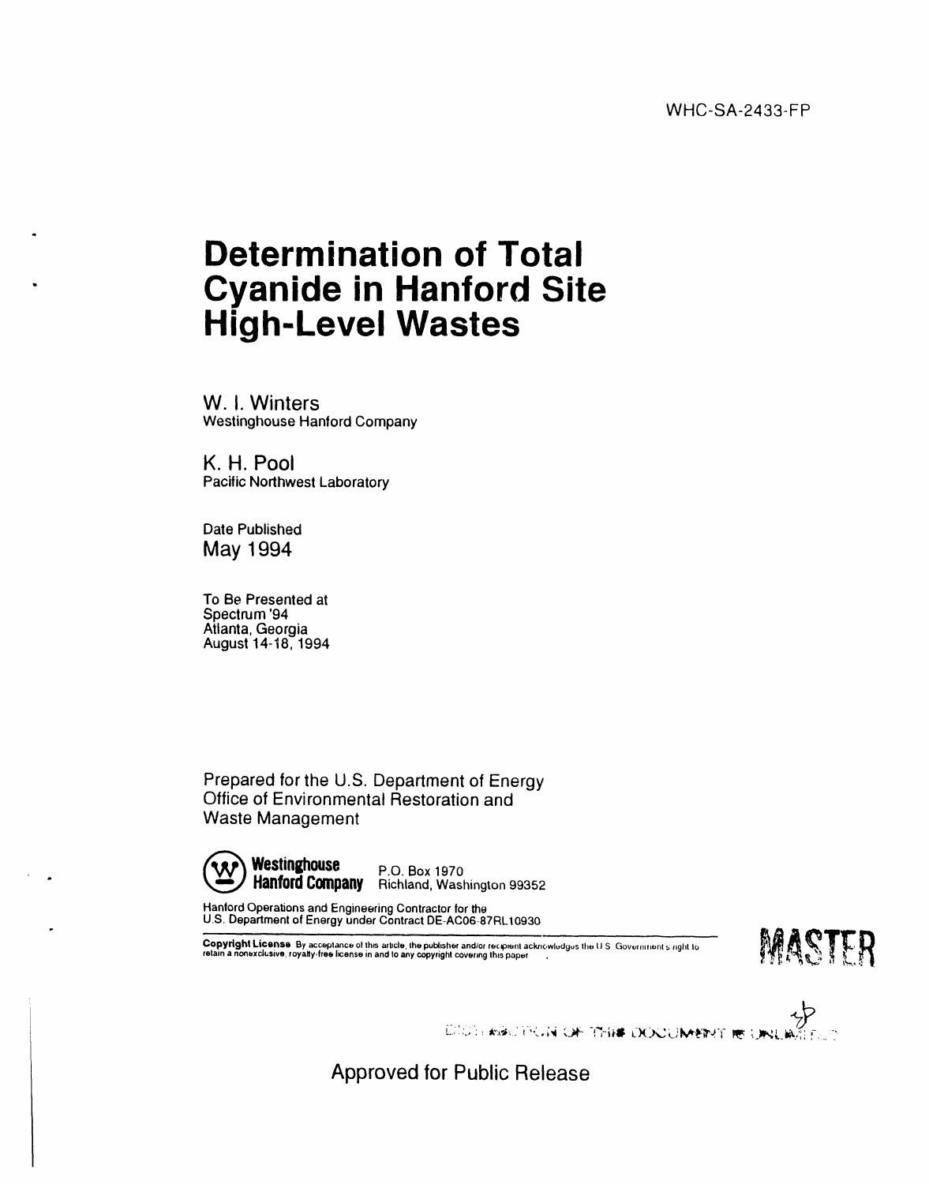WHC-SA-2433-FP

# Determination of Total Cyanide in Hanford Site High-Level Wastes

W. I. Winters
Westinghouse Hanford Company

K. H. Pool
Pacific Northwest Laboratory

Date Published
May 1994

To Be Presented at
Spectrum '94
Atlanta, Georgia
August 14-18, 1994

Prepared for the U.S. Department of Energy
Office of Environmental Restoration and
Waste Management

**Westinghouse Hanford Company** P.O. Box 1970
Richland, Washington 99352

Hanford Operations and Engineering Contractor for the
U.S. Department of Energy under Contract DE-AC06-87RL10930

**Copyright License** By acceptance of this article, the publisher and/or recipient acknowledges the U.S. Government's right to retain a nonexclusive, royalty-free license in and to any copyright covering this paper.

MASTER

DISTRIBUTION OF THIS DOCUMENT IS UNLIMITED

Approved for Public Release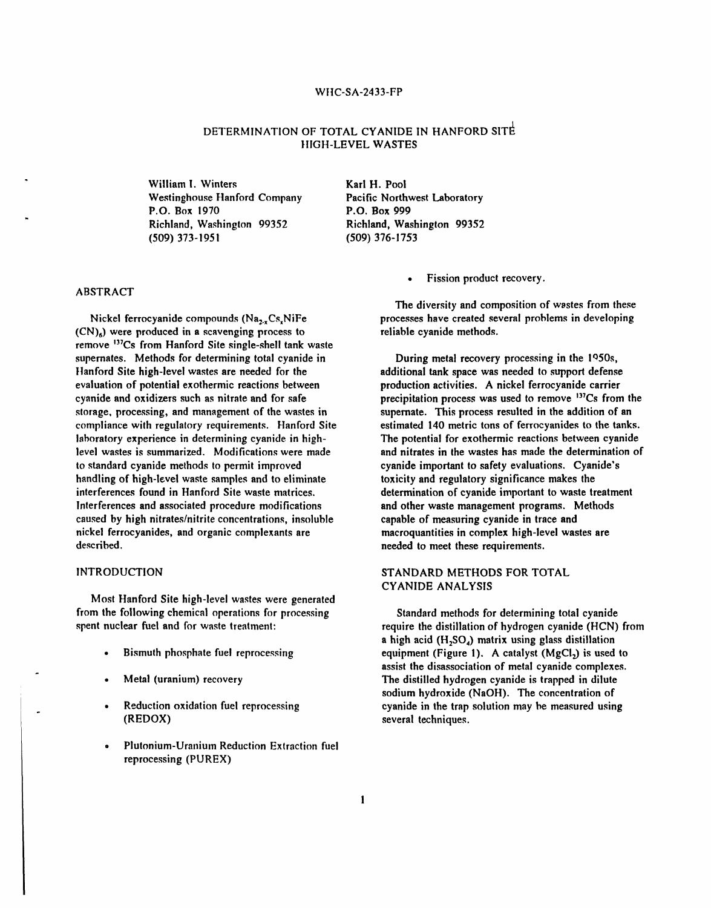WHC-SA-2433-FP

# DETERMINATION OF TOTAL CYANIDE IN HANFORD SITE HIGH-LEVEL WASTES

William I. Winters
Westinghouse Hanford Company
P.O. Box 1970
Richland, Washington 99352
(509) 373-1951

Karl H. Pool
Pacific Northwest Laboratory
P.O. Box 999
Richland, Washington 99352
(509) 376-1753

## ABSTRACT

Nickel ferrocyanide compounds ($Na_{2-x}Cs_xNiFe(CN)_6$) were produced in a scavenging process to remove $^{137}Cs$ from Hanford Site single-shell tank waste supernates. Methods for determining total cyanide in Hanford Site high-level wastes are needed for the evaluation of potential exothermic reactions between cyanide and oxidizers such as nitrate and for safe storage, processing, and management of the wastes in compliance with regulatory requirements. Hanford Site laboratory experience in determining cyanide in high-level wastes is summarized. Modifications were made to standard cyanide methods to permit improved handling of high-level waste samples and to eliminate interferences found in Hanford Site waste matrices. Interferences and associated procedure modifications caused by high nitrates/nitrite concentrations, insoluble nickel ferrocyanides, and organic complexants are described.

## INTRODUCTION

Most Hanford Site high-level wastes were generated from the following chemical operations for processing spent nuclear fuel and for waste treatment:

- Bismuth phosphate fuel reprocessing
- Metal (uranium) recovery
- Reduction oxidation fuel reprocessing (REDOX)
- Plutonium-Uranium Reduction Extraction fuel reprocessing (PUREX)
- Fission product recovery.

The diversity and composition of wastes from these processes have created several problems in developing reliable cyanide methods.

During metal recovery processing in the 1950s, additional tank space was needed to support defense production activities. A nickel ferrocyanide carrier precipitation process was used to remove $^{137}Cs$ from the supernate. This process resulted in the addition of an estimated 140 metric tons of ferrocyanides to the tanks. The potential for exothermic reactions between cyanide and nitrates in the wastes has made the determination of cyanide important to safety evaluations. Cyanide's toxicity and regulatory significance makes the determination of cyanide important to waste treatment and other waste management programs. Methods capable of measuring cyanide in trace and macroquantities in complex high-level wastes are needed to meet these requirements.

## STANDARD METHODS FOR TOTAL CYANIDE ANALYSIS

Standard methods for determining total cyanide require the distillation of hydrogen cyanide (HCN) from a high acid ($H_2SO_4$) matrix using glass distillation equipment (Figure 1). A catalyst ($MgCl_2$) is used to assist the disassociation of metal cyanide complexes. The distilled hydrogen cyanide is trapped in dilute sodium hydroxide (NaOH). The concentration of cyanide in the trap solution may be measured using several techniques.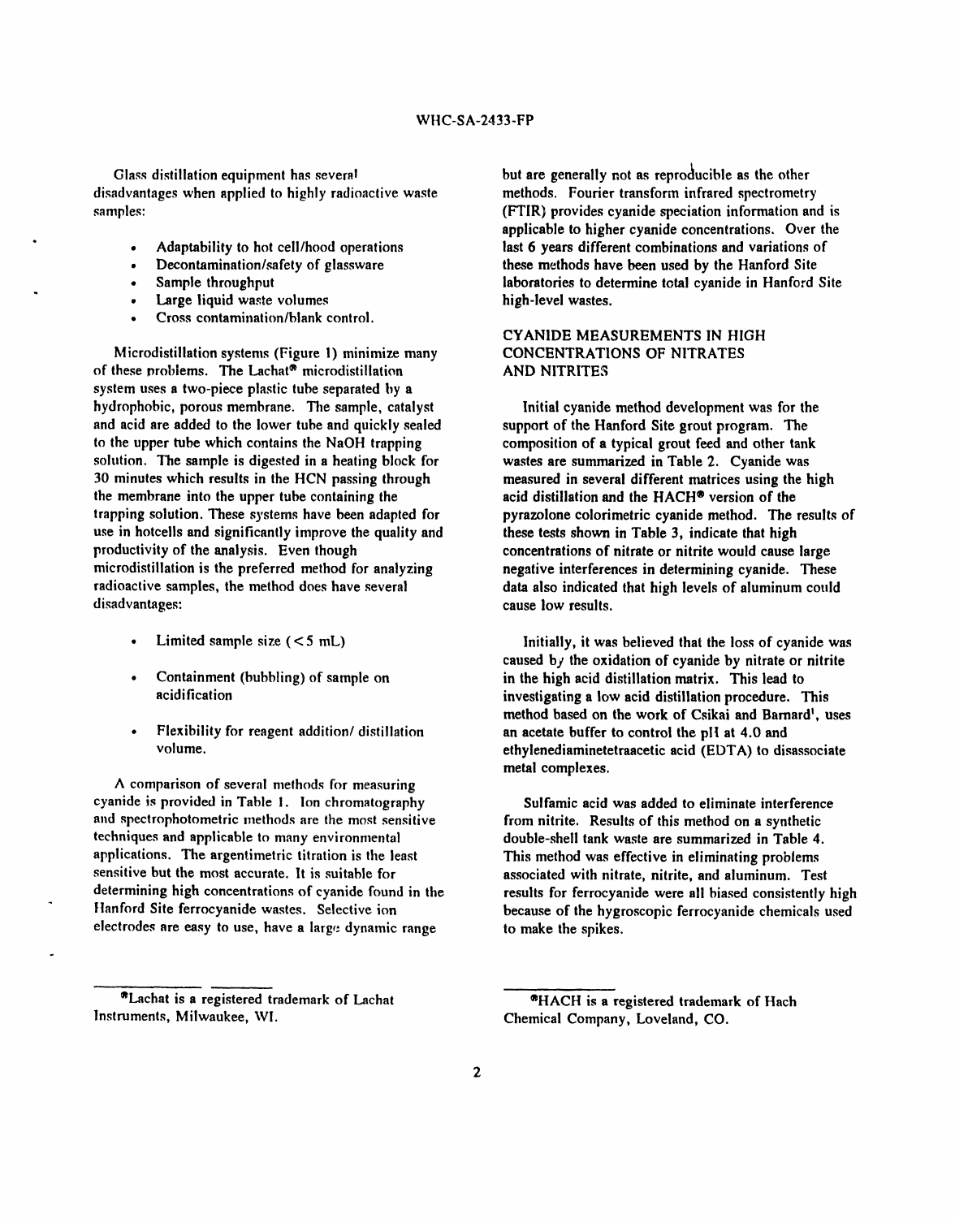Glass distillation equipment has several disadvantages when applied to highly radioactive waste samples:

- Adaptability to hot cell/hood operations
- Decontamination/safety of glassware
- Sample throughput
- Large liquid waste volumes
- Cross contamination/blank control.

Microdistillation systems (Figure 1) minimize many of these problems. The Lachat® microdistillation system uses a two-piece plastic tube separated by a hydrophobic, porous membrane. The sample, catalyst and acid are added to the lower tube and quickly sealed to the upper tube which contains the NaOH trapping solution. The sample is digested in a heating block for 30 minutes which results in the HCN passing through the membrane into the upper tube containing the trapping solution. These systems have been adapted for use in hotcells and significantly improve the quality and productivity of the analysis. Even though microdistillation is the preferred method for analyzing radioactive samples, the method does have several disadvantages:

- Limited sample size (< 5 mL)
- Containment (bubbling) of sample on acidification
- Flexibility for reagent addition/ distillation volume.

A comparison of several methods for measuring cyanide is provided in Table 1. Ion chromatography and spectrophotometric methods are the most sensitive techniques and applicable to many environmental applications. The argentimetric titration is the least sensitive but the most accurate. It is suitable for determining high concentrations of cyanide found in the Hanford Site ferrocyanide wastes. Selective ion electrodes are easy to use, have a large dynamic range but are generally not as reproducible as the other methods. Fourier transform infrared spectrometry (FTIR) provides cyanide speciation information and is applicable to higher cyanide concentrations. Over the last 6 years different combinations and variations of these methods have been used by the Hanford Site laboratories to determine total cyanide in Hanford Site high-level wastes.

## CYANIDE MEASUREMENTS IN HIGH CONCENTRATIONS OF NITRATES AND NITRITES

Initial cyanide method development was for the support of the Hanford Site grout program. The composition of a typical grout feed and other tank wastes are summarized in Table 2. Cyanide was measured in several different matrices using the high acid distillation and the HACH® version of the pyrazolone colorimetric cyanide method. The results of these tests shown in Table 3, indicate that high concentrations of nitrate or nitrite would cause large negative interferences in determining cyanide. These data also indicated that high levels of aluminum could cause low results.

Initially, it was believed that the loss of cyanide was caused by the oxidation of cyanide by nitrate or nitrite in the high acid distillation matrix. This lead to investigating a low acid distillation procedure. This method based on the work of Csikai and Barnard[1], uses an acetate buffer to control the pH at 4.0 and ethylenediaminetetraacetic acid (EDTA) to disassociate metal complexes.

Sulfamic acid was added to eliminate interference from nitrite. Results of this method on a synthetic double-shell tank waste are summarized in Table 4. This method was effective in eliminating problems associated with nitrate, nitrite, and aluminum. Test results for ferrocyanide were all biased consistently high because of the hygroscopic ferrocyanide chemicals used to make the spikes.

---

®Lachat is a registered trademark of Lachat Instruments, Milwaukee, WI.

®HACH is a registered trademark of Hach Chemical Company, Loveland, CO.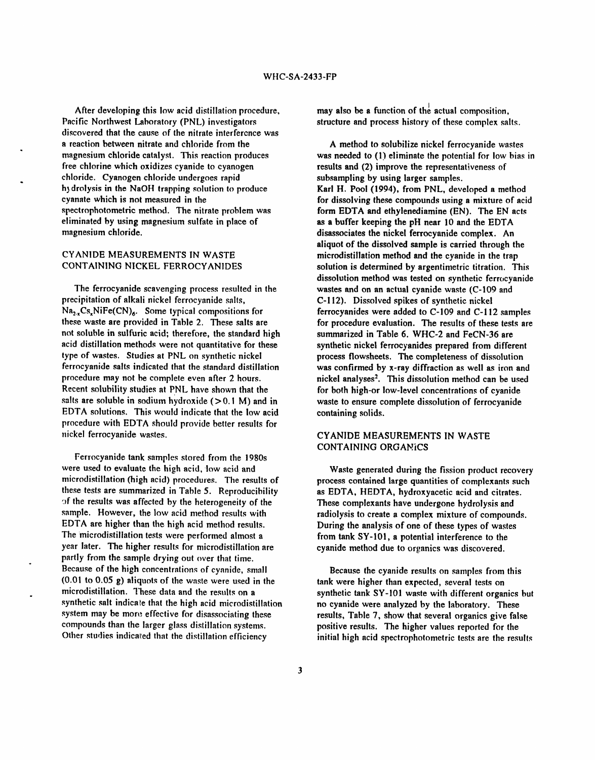After developing this low acid distillation procedure, Pacific Northwest Laboratory (PNL) investigators discovered that the cause of the nitrate interference was a reaction between nitrate and chloride from the magnesium chloride catalyst. This reaction produces free chlorine which oxidizes cyanide to cyanogen chloride. Cyanogen chloride undergoes rapid hydrolysis in the NaOH trapping solution to produce cyanate which is not measured in the spectrophotometric method. The nitrate problem was eliminated by using magnesium sulfate in place of magnesium chloride.

## CYANIDE MEASUREMENTS IN WASTE CONTAINING NICKEL FERROCYANIDES

The ferrocyanide scavenging process resulted in the precipitation of alkali nickel ferrocyanide salts, $Na_{2-x}Cs_xNiFe(CN)_6$. Some typical compositions for these waste are provided in Table 2. These salts are not soluble in sulfuric acid; therefore, the standard high acid distillation methods were not quantitative for these type of wastes. Studies at PNL on synthetic nickel ferrocyanide salts indicated that the standard distillation procedure may not be complete even after 2 hours. Recent solubility studies at PNL have shown that the salts are soluble in sodium hydroxide (>0.1 M) and in EDTA solutions. This would indicate that the low acid procedure with EDTA should provide better results for nickel ferrocyanide wastes.

Ferrocyanide tank samples stored from the 1980s were used to evaluate the high acid, low acid and microdistillation (high acid) procedures. The results of these tests are summarized in Table 5. Reproducibility of the results was affected by the heterogeneity of the sample. However, the low acid method results with EDTA are higher than the high acid method results. The microdistillation tests were performed almost a year later. The higher results for microdistillation are partly from the sample drying out over that time. Because of the high concentrations of cyanide, small (0.01 to 0.05 g) aliquots of the waste were used in the microdistillation. These data and the results on a synthetic salt indicate that the high acid microdistillation system may be more effective for disassociating these compounds than the larger glass distillation systems. Other studies indicated that the distillation efficiency may also be a function of the actual composition, structure and process history of these complex salts.

A method to solubilize nickel ferrocyanide wastes was needed to (1) eliminate the potential for low bias in results and (2) improve the representativeness of subsampling by using larger samples. Karl H. Pool (1994), from PNL, developed a method for dissolving these compounds using a mixture of acid form EDTA and ethylenediamine (EN). The EN acts as a buffer keeping the pH near 10 and the EDTA disassociates the nickel ferrocyanide complex. An aliquot of the dissolved sample is carried through the microdistillation method and the cyanide in the trap solution is determined by argentimetric titration. This dissolution method was tested on synthetic ferrocyanide wastes and on an actual cyanide waste (C-109 and C-112). Dissolved spikes of synthetic nickel ferrocyanides were added to C-109 and C-112 samples for procedure evaluation. The results of these tests are summarized in Table 6. WHC-2 and FeCN-36 are synthetic nickel ferrocyanides prepared from different process flowsheets. The completeness of dissolution was confirmed by x-ray diffraction as well as iron and nickel analyses[2]. This dissolution method can be used for both high-or low-level concentrations of cyanide waste to ensure complete dissolution of ferrocyanide containing solids.

## CYANIDE MEASUREMENTS IN WASTE CONTAINING ORGANICS

Waste generated during the fission product recovery process contained large quantities of complexants such as EDTA, HEDTA, hydroxyacetic acid and citrates. These complexants have undergone hydrolysis and radiolysis to create a complex mixture of compounds. During the analysis of one of these types of wastes from tank SY-101, a potential interference to the cyanide method due to organics was discovered.

Because the cyanide results on samples from this tank were higher than expected, several tests on synthetic tank SY-101 waste with different organics but no cyanide were analyzed by the laboratory. These results, Table 7, show that several organics give false positive results. The higher values reported for the initial high acid spectrophotometric tests are the results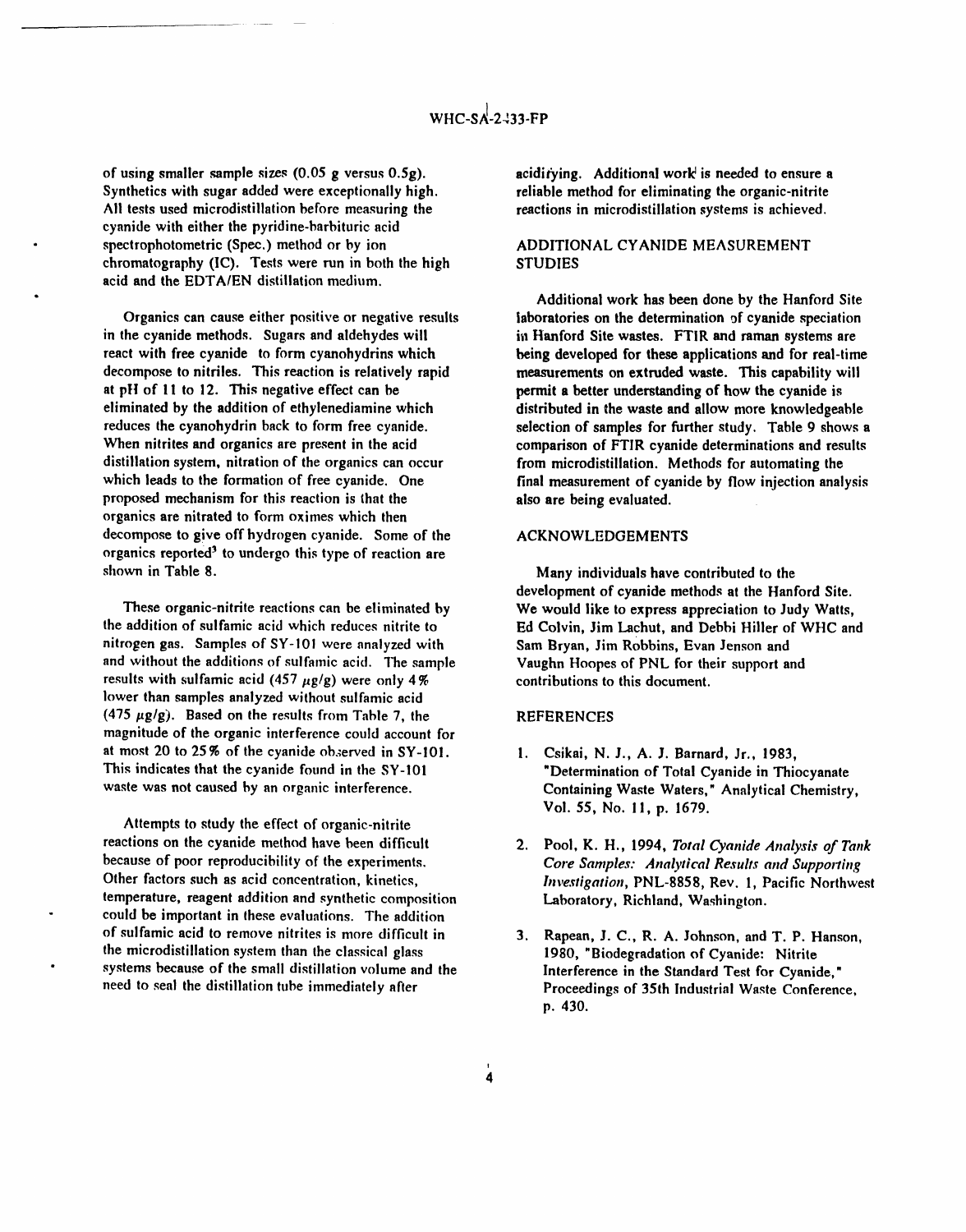of using smaller sample sizes (0.05 g versus 0.5g). Synthetics with sugar added were exceptionally high. All tests used microdistillation before measuring the cyanide with either the pyridine-barbituric acid spectrophotometric (Spec.) method or by ion chromatography (IC). Tests were run in both the high acid and the EDTA/EN distillation medium.

Organics can cause either positive or negative results in the cyanide methods. Sugars and aldehydes will react with free cyanide to form cyanohydrins which decompose to nitriles. This reaction is relatively rapid at pH of 11 to 12. This negative effect can be eliminated by the addition of ethylenediamine which reduces the cyanohydrin back to form free cyanide. When nitrites and organics are present in the acid distillation system, nitration of the organics can occur which leads to the formation of free cyanide. One proposed mechanism for this reaction is that the organics are nitrated to form oximes which then decompose to give off hydrogen cyanide. Some of the organics reported[3] to undergo this type of reaction are shown in Table 8.

These organic-nitrite reactions can be eliminated by the addition of sulfamic acid which reduces nitrite to nitrogen gas. Samples of SY-101 were analyzed with and without the additions of sulfamic acid. The sample results with sulfamic acid (457 $\mu g/g$) were only 4% lower than samples analyzed without sulfamic acid (475 $\mu g/g$). Based on the results from Table 7, the magnitude of the organic interference could account for at most 20 to 25% of the cyanide observed in SY-101. This indicates that the cyanide found in the SY-101 waste was not caused by an organic interference.

Attempts to study the effect of organic-nitrite reactions on the cyanide method have been difficult because of poor reproducibility of the experiments. Other factors such as acid concentration, kinetics, temperature, reagent addition and synthetic composition could be important in these evaluations. The addition of sulfamic acid to remove nitrites is more difficult in the microdistillation system than the classical glass systems because of the small distillation volume and the need to seal the distillation tube immediately after acidifying. Additional work is needed to ensure a reliable method for eliminating the organic-nitrite reactions in microdistillation systems is achieved.

## ADDITIONAL CYANIDE MEASUREMENT STUDIES

Additional work has been done by the Hanford Site laboratories on the determination of cyanide speciation in Hanford Site wastes. FTIR and raman systems are being developed for these applications and for real-time measurements on extruded waste. This capability will permit a better understanding of how the cyanide is distributed in the waste and allow more knowledgeable selection of samples for further study. Table 9 shows a comparison of FTIR cyanide determinations and results from microdistillation. Methods for automating the final measurement of cyanide by flow injection analysis also are being evaluated.

## ACKNOWLEDGEMENTS

Many individuals have contributed to the development of cyanide methods at the Hanford Site. We would like to express appreciation to Judy Watts, Ed Colvin, Jim Lachut, and Debbi Hiller of WHC and Sam Bryan, Jim Robbins, Evan Jenson and Vaughn Hoopes of PNL for their support and contributions to this document.

## REFERENCES

1. Csikai, N. J., A. J. Barnard, Jr., 1983, "Determination of Total Cyanide in Thiocyanate Containing Waste Waters," Analytical Chemistry, Vol. 55, No. 11, p. 1679.

2. Pool, K. H., 1994, *Total Cyanide Analysis of Tank Core Samples: Analytical Results and Supporting Investigation*, PNL-8858, Rev. 1, Pacific Northwest Laboratory, Richland, Washington.

3. Rapean, J. C., R. A. Johnson, and T. P. Hanson, 1980, "Biodegradation of Cyanide: Nitrite Interference in the Standard Test for Cyanide," Proceedings of 35th Industrial Waste Conference, p. 430.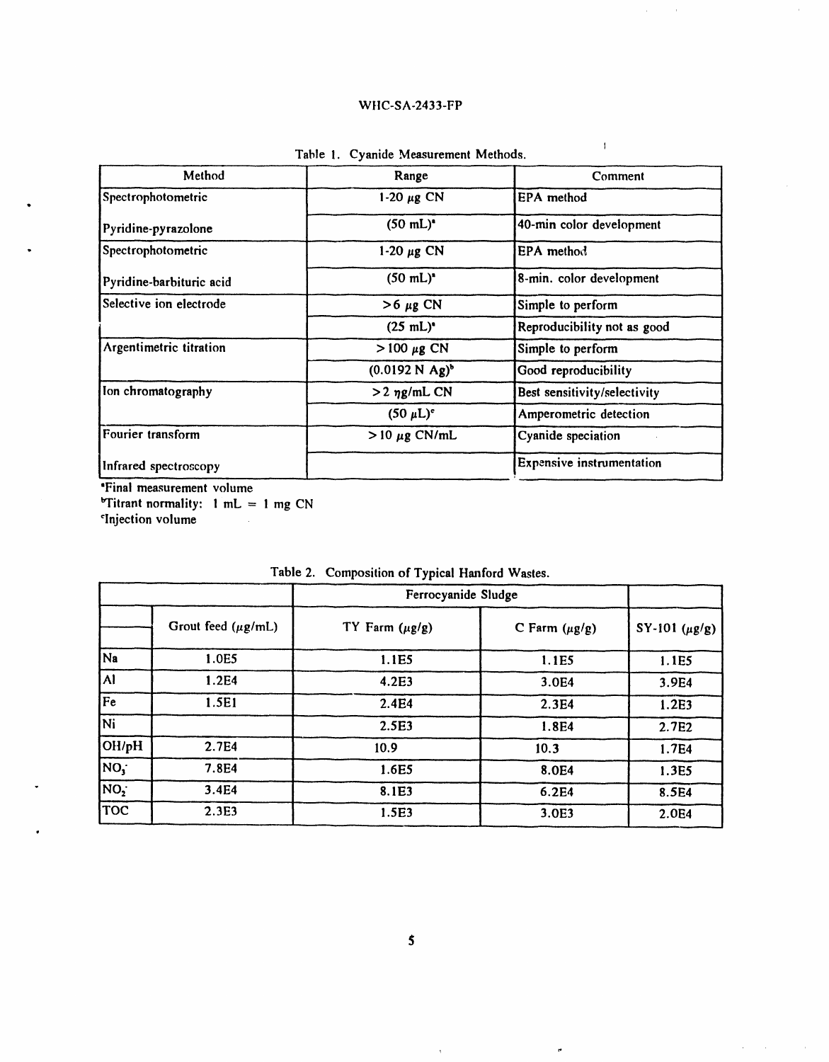Table 1. Cyanide Measurement Methods.

| Method | Range | Comment |
|---|---|---|
| Spectrophotometric | 1-20 μg CN | EPA method |
| Pyridine-pyrazolone | (50 mL)[a] | 40-min color development |
| Spectrophotometric | 1-20 μg CN | EPA method |
| Pyridine-barbituric acid | (50 mL)[a] | 8-min. color development |
| Selective ion electrode | >6 μg CN | Simple to perform |
| | (25 mL)[a] | Reproducibility not as good |
| Argentimetric titration | >100 μg CN | Simple to perform |
| | (0.0192 N Ag)[b] | Good reproducibility |
| Ion chromatography | >2 ηg/mL CN | Best sensitivity/selectivity |
| | (50 μL)[c] | Amperometric detection |
| Fourier transform | >10 μg CN/mL | Cyanide speciation |
| Infrared spectroscopy | | Expensive instrumentation |

[a]Final measurement volume
[b]Titrant normality: 1 mL = 1 mg CN
[c]Injection volume

Table 2. Composition of Typical Hanford Wastes.

| | | Ferrocyanide Sludge | | |
|---|---|---|---|---|
| | Grout feed (μg/mL) | TY Farm (μg/g) | C Farm (μg/g) | SY-101 (μg/g) |
| Na | 1.0E5 | 1.1E5 | 1.1E5 | 1.1E5 |
| Al | 1.2E4 | 4.2E3 | 3.0E4 | 3.9E4 |
| Fe | 1.5E1 | 2.4E4 | 2.3E4 | 1.2E3 |
| Ni | | 2.5E3 | 1.8E4 | 2.7E2 |
| OH/pH | 2.7E4 | 10.9 | 10.3 | 1.7E4 |
| $NO_3^-$ | 7.8E4 | 1.6E5 | 8.0E4 | 1.3E5 |
| $NO_2^-$ | 3.4E4 | 8.1E3 | 6.2E4 | 8.5E4 |
| TOC | 2.3E3 | 1.5E3 | 3.0E3 | 2.0E4 |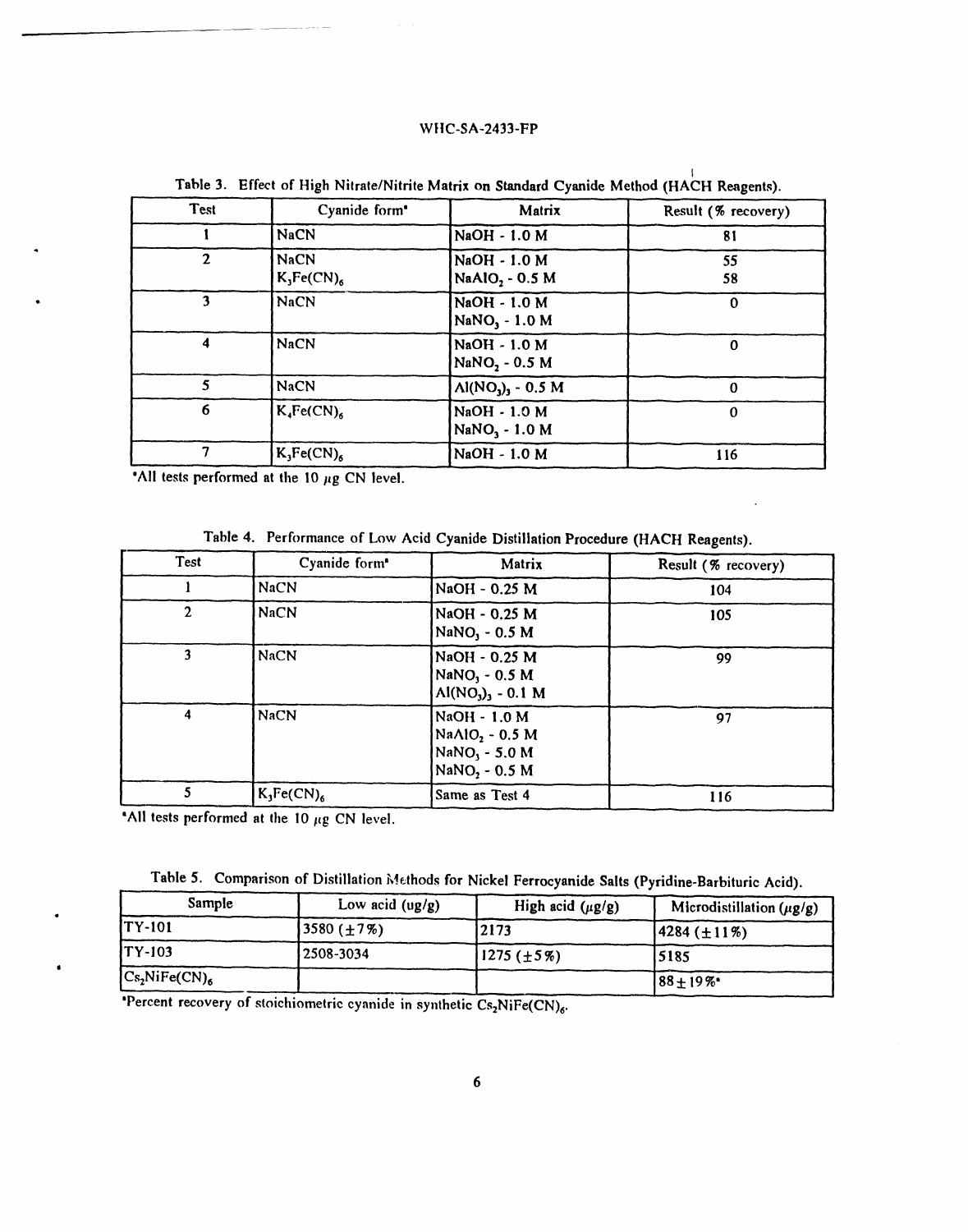Table 3. Effect of High Nitrate/Nitrite Matrix on Standard Cyanide Method (HACH Reagents).

| Test | Cyanide form[a] | Matrix | Result (% recovery) |
|---|---|---|---|
| 1 | NaCN | NaOH - 1.0 M | 81 |
| 2 | NaCN<br>$K_3Fe(CN)_6$ | NaOH - 1.0 M<br>$NaAlO_2$ - 0.5 M | 55<br>58 |
| 3 | NaCN | NaOH - 1.0 M<br>$NaNO_3$ - 1.0 M | 0 |
| 4 | NaCN | NaOH - 1.0 M<br>$NaNO_2$ - 0.5 M | 0 |
| 5 | NaCN | $Al(NO_3)_3$ - 0.5 M | 0 |
| 6 | $K_4Fe(CN)_6$ | NaOH - 1.0 M<br>$NaNO_3$ - 1.0 M | 0 |
| 7 | $K_3Fe(CN)_6$ | NaOH - 1.0 M | 116 |

[a]All tests performed at the 10 $\mu$g CN level.

Table 4. Performance of Low Acid Cyanide Distillation Procedure (HACH Reagents).

| Test | Cyanide form[a] | Matrix | Result (% recovery) |
|---|---|---|---|
| 1 | NaCN | NaOH - 0.25 M | 104 |
| 2 | NaCN | NaOH - 0.25 M<br>$NaNO_3$ - 0.5 M | 105 |
| 3 | NaCN | NaOH - 0.25 M<br>$NaNO_3$ - 0.5 M<br>$Al(NO_3)_3$ - 0.1 M | 99 |
| 4 | NaCN | NaOH - 1.0 M<br>$NaAlO_2$ - 0.5 M<br>$NaNO_3$ - 5.0 M<br>$NaNO_2$ - 0.5 M | 97 |
| 5 | $K_3Fe(CN)_6$ | Same as Test 4 | 116 |

[a]All tests performed at the 10 $\mu$g CN level.

Table 5. Comparison of Distillation Methods for Nickel Ferrocyanide Salts (Pyridine-Barbituric Acid).

| Sample | Low acid (ug/g) | High acid ($\mu$g/g) | Microdistillation ($\mu$g/g) |
|---|---|---|---|
| TY-101 | 3580 ($\pm$7%) | 2173 | 4284 ($\pm$11%) |
| TY-103 | 2508-3034 | 1275 ($\pm$5%) | 5185 |
| $Cs_2NiFe(CN)_6$ | | | 88 $\pm$ 19%[a] |

[a]Percent recovery of stoichiometric cyanide in synthetic $Cs_2NiFe(CN)_6$.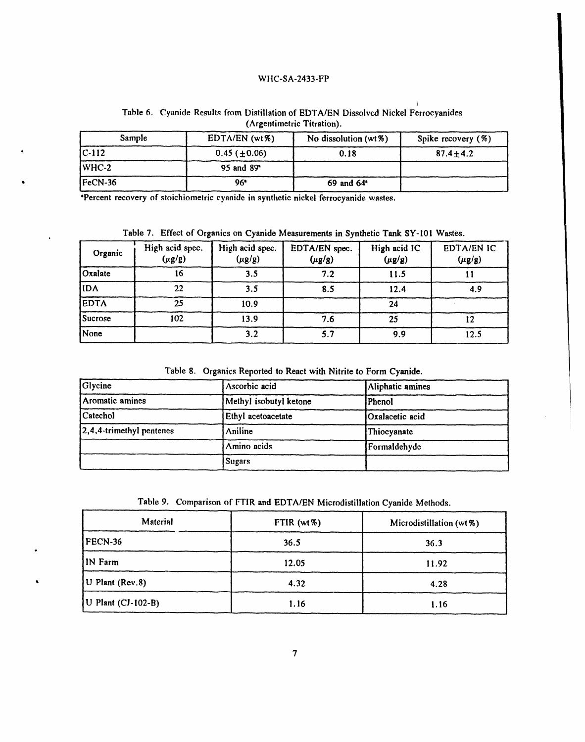Table 6. Cyanide Results from Distillation of EDTA/EN Dissolved Nickel Ferrocyanides (Argentimetric Titration).

| Sample | EDTA/EN (wt%) | No dissolution (wt%) | Spike recovery (%) |
|---|---|---|---|
| C-112 | 0.45 (±0.06) | 0.18 | 87.4±4.2 |
| WHC-2 | 95 and 89[a] | | |
| FeCN-36 | 96[a] | 69 and 64[a] | |

[a]Percent recovery of stoichiometric cyanide in synthetic nickel ferrocyanide wastes.

Table 7. Effect of Organics on Cyanide Measurements in Synthetic Tank SY-101 Wastes.

| Organic | High acid spec. (μg/g) | High acid spec. (μg/g) | EDTA/EN spec. (μg/g) | High acid IC (μg/g) | EDTA/EN IC (μg/g) |
|---|---|---|---|---|---|
| Oxalate | 16 | 3.5 | 7.2 | 11.5 | 11 |
| IDA | 22 | 3.5 | 8.5 | 12.4 | 4.9 |
| EDTA | 25 | 10.9 | | 24 | |
| Sucrose | 102 | 13.9 | 7.6 | 25 | 12 |
| None | | 3.2 | 5.7 | 9.9 | 12.5 |

Table 8. Organics Reported to React with Nitrite to Form Cyanide.

| | | |
|---|---|---|
| Glycine | Ascorbic acid | Aliphatic amines |
| Aromatic amines | Methyl isobutyl ketone | Phenol |
| Catechol | Ethyl acetoacetate | Oxalacetic acid |
| 2,4,4-trimethyl pentenes | Aniline | Thiocyanate |
| | Amino acids | Formaldehyde |
| | Sugars | |

Table 9. Comparison of FTIR and EDTA/EN Microdistillation Cyanide Methods.

| Material | FTIR (wt%) | Microdistillation (wt%) |
|---|---|---|
| FECN-36 | 36.5 | 36.3 |
| IN Farm | 12.05 | 11.92 |
| U Plant (Rev.8) | 4.32 | 4.28 |
| U Plant (CJ-102-B) | 1.16 | 1.16 |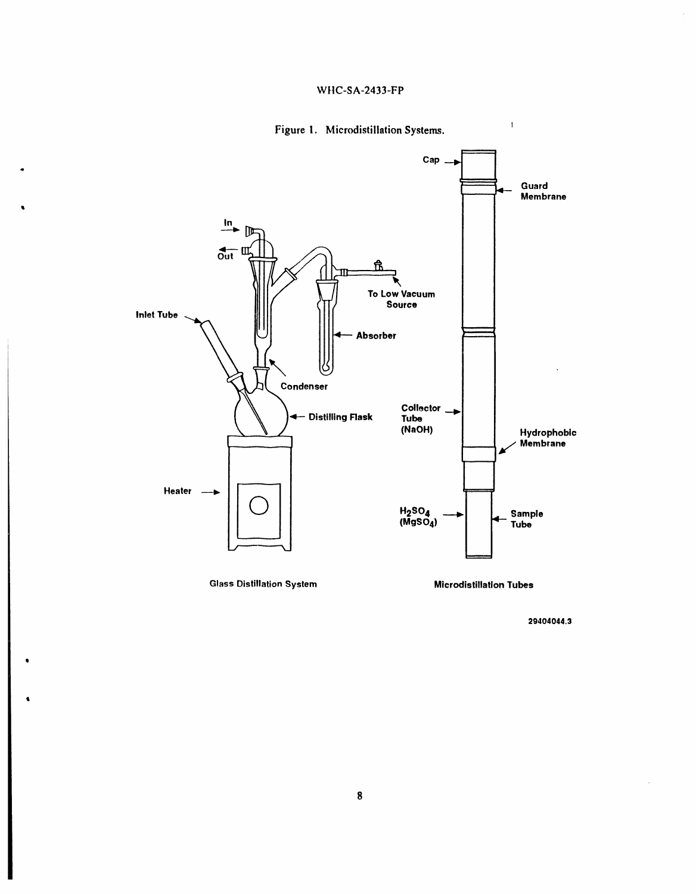Figure 1. Microdistillation Systems.

Glass Distillation System

Microdistillation Tubes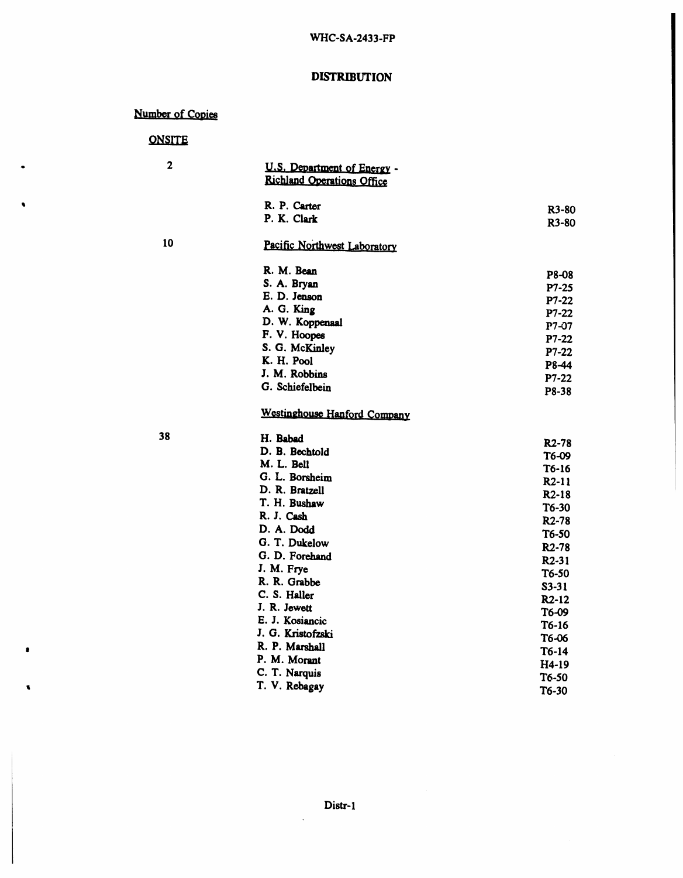# DISTRIBUTION

Number of Copies

ONSITE

| Number of Copies | Name | Mail Stop |
|---|---|---|
| 2 | U.S. Department of Energy - Richland Operations Office | |
| | R. P. Carter | R3-80 |
| | P. K. Clark | R3-80 |
| 10 | Pacific Northwest Laboratory | |
| | R. M. Bean | P8-08 |
| | S. A. Bryan | P7-25 |
| | E. D. Jenson | P7-22 |
| | A. G. King | P7-22 |
| | D. W. Koppenaal | P7-07 |
| | F. V. Hoopes | P7-22 |
| | S. G. McKinley | P7-22 |
| | K. H. Pool | P8-44 |
| | J. M. Robbins | P7-22 |
| | G. Schiefelbein | P8-38 |
| 38 | Westinghouse Hanford Company | |
| | H. Babad | R2-78 |
| | D. B. Bechtold | T6-09 |
| | M. L. Bell | T6-16 |
| | G. L. Borsheim | R2-11 |
| | D. R. Bratzell | R2-18 |
| | T. H. Bushaw | T6-30 |
| | R. J. Cash | R2-78 |
| | D. A. Dodd | T6-50 |
| | G. T. Dukelow | R2-78 |
| | G. D. Forehand | R2-31 |
| | J. M. Frye | T6-50 |
| | R. R. Grabbe | S3-31 |
| | C. S. Haller | R2-12 |
| | J. R. Jewett | T6-09 |
| | E. J. Kosiancic | T6-16 |
| | J. G. Kristofzski | T6-06 |
| | R. P. Marshall | T6-14 |
| | P. M. Morant | H4-19 |
| | C. T. Narquis | T6-50 |
| | T. V. Rebagay | T6-30 |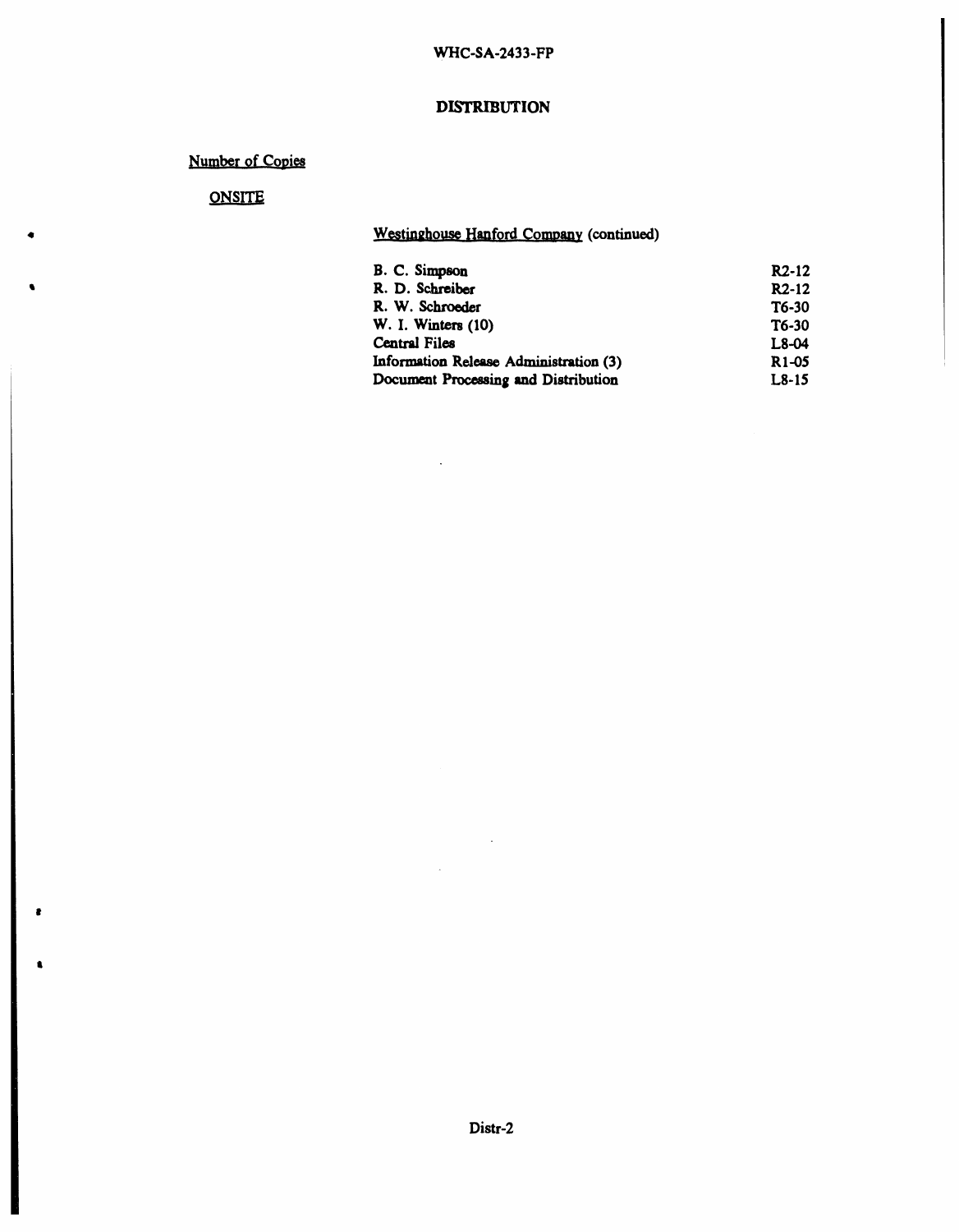# DISTRIBUTION

Number of Copies

ONSITE

Westinghouse Hanford Company (continued)

| | |
|---|---|
| B. C. Simpson | R2-12 |
| R. D. Schreiber | R2-12 |
| R. W. Schroeder | T6-30 |
| W. I. Winters (10) | T6-30 |
| Central Files | L8-04 |
| Information Release Administration (3) | R1-05 |
| Document Processing and Distribution | L8-15 |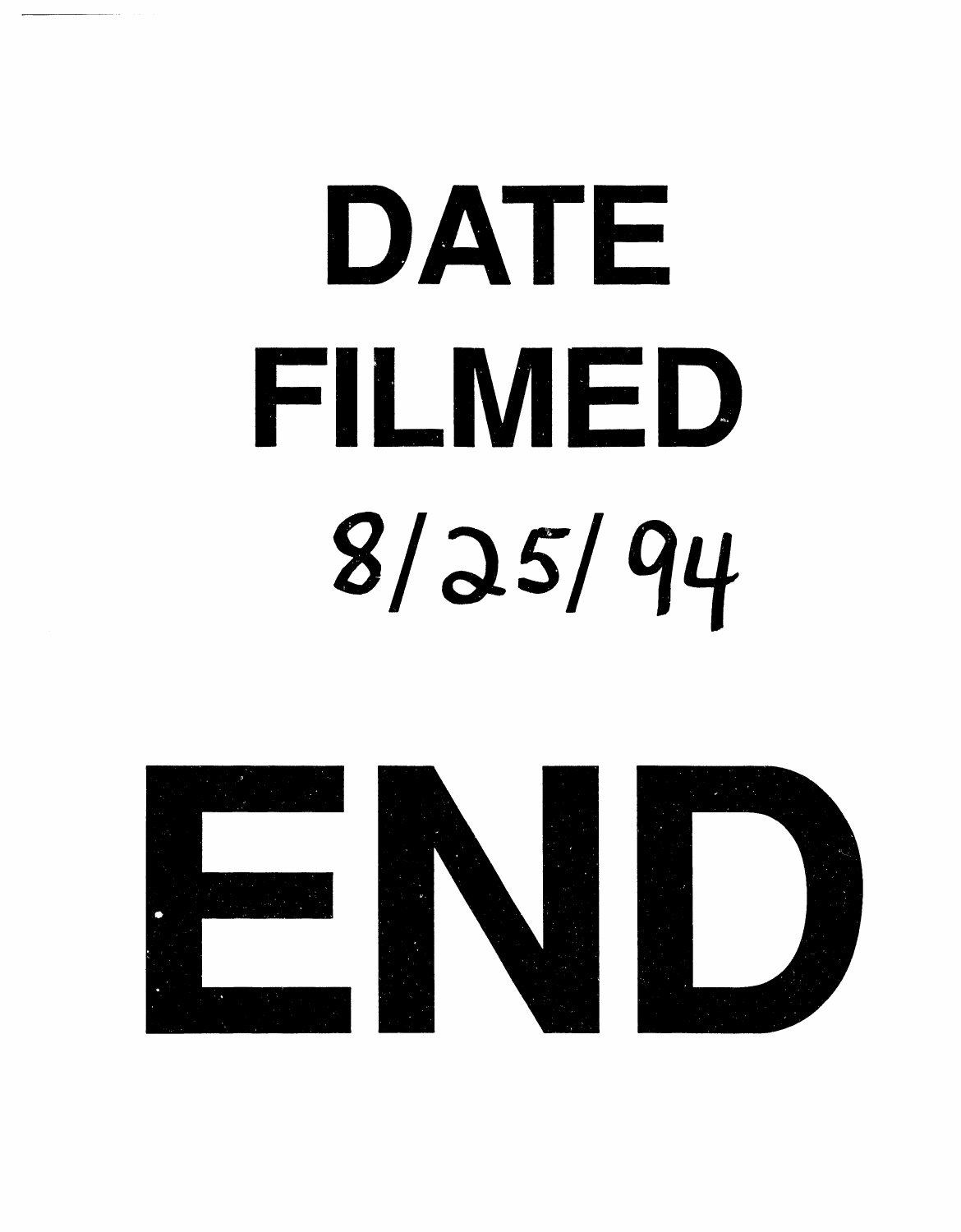# DATE FILMED

8/25/94

# END